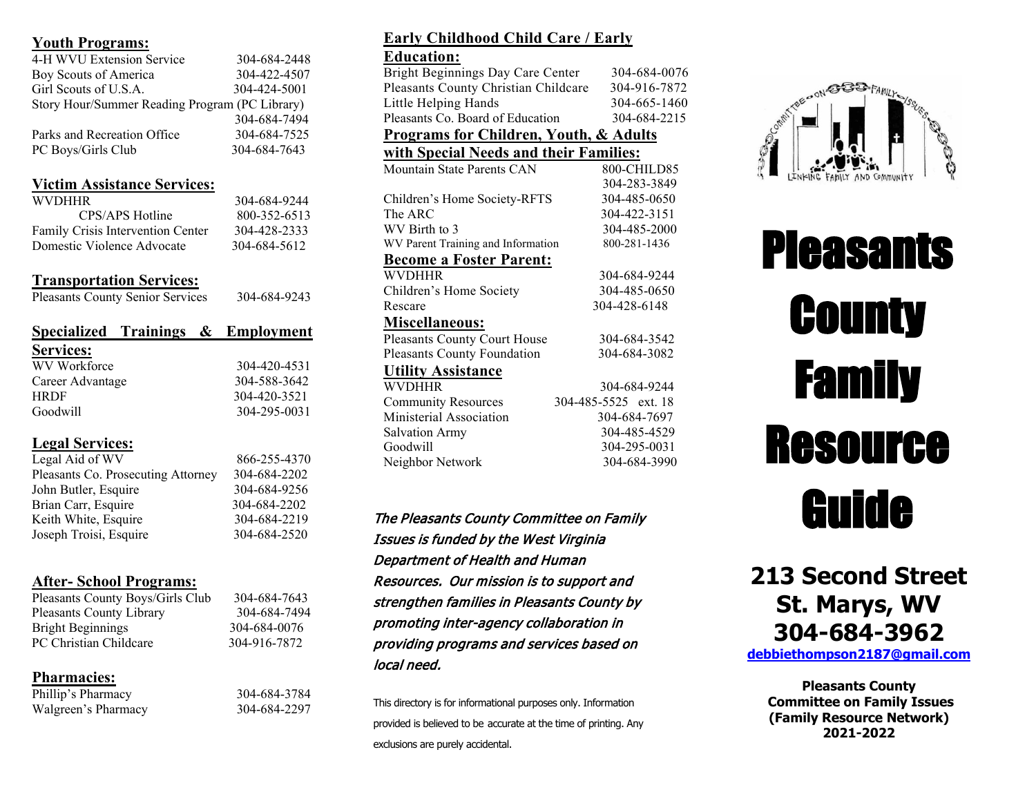## Youth Programs:

| | |
|---|---|
| 4-H WVU Extension Service | 304-684-2448 |
| Boy Scouts of America | 304-422-4507 |
| Girl Scouts of U.S.A. | 304-424-5001 |
| Story Hour/Summer Reading Program (PC Library) | 304-684-7494 |
| Parks and Recreation Office | 304-684-7525 |
| PC Boys/Girls Club | 304-684-7643 |

## Victim Assistance Services:

| | |
|---|---|
| WVDHHR | 304-684-9244 |
| CPS/APS Hotline | 800-352-6513 |
| Family Crisis Intervention Center | 304-428-2333 |
| Domestic Violence Advocate | 304-684-5612 |

## Transportation Services:

| | |
|---|---|
| Pleasants County Senior Services | 304-684-9243 |

## Specialized Trainings & Employment Services:

| | |
|---|---|
| WV Workforce | 304-420-4531 |
| Career Advantage | 304-588-3642 |
| HRDF | 304-420-3521 |
| Goodwill | 304-295-0031 |

## Legal Services:

| | |
|---|---|
| Legal Aid of WV | 866-255-4370 |
| Pleasants Co. Prosecuting Attorney | 304-684-2202 |
| John Butler, Esquire | 304-684-9256 |
| Brian Carr, Esquire | 304-684-2202 |
| Keith White, Esquire | 304-684-2219 |
| Joseph Troisi, Esquire | 304-684-2520 |

## After- School Programs:

| | |
|---|---|
| Pleasants County Boys/Girls Club | 304-684-7643 |
| Pleasants County Library | 304-684-7494 |
| Bright Beginnings | 304-684-0076 |
| PC Christian Childcare | 304-916-7872 |

## Pharmacies:

| | |
|---|---|
| Phillip's Pharmacy | 304-684-3784 |
| Walgreen's Pharmacy | 304-684-2297 |

## Early Childhood Child Care / Early Education:

| | |
|---|---|
| Bright Beginnings Day Care Center | 304-684-0076 |
| Pleasants County Christian Childcare | 304-916-7872 |
| Little Helping Hands | 304-665-1460 |
| Pleasants Co. Board of Education | 304-684-2215 |

## Programs for Children, Youth, & Adults with Special Needs and their Families:

| | |
|---|---|
| Mountain State Parents CAN | 800-CHILD85<br>304-283-3849 |
| Children's Home Society-RFTS | 304-485-0650 |
| The ARC | 304-422-3151 |
| WV Birth to 3 | 304-485-2000 |
| WV Parent Training and Information | 800-281-1436 |

## Become a Foster Parent:

| | |
|---|---|
| WVDHHR | 304-684-9244 |
| Children's Home Society | 304-485-0650 |
| Rescare | 304-428-6148 |

## Miscellaneous:

| | |
|---|---|
| Pleasants County Court House | 304-684-3542 |
| Pleasants County Foundation | 304-684-3082 |

## Utility Assistance

| | |
|---|---|
| WVDHHR | 304-684-9244 |
| Community Resources | 304-485-5525 ext. 18 |
| Ministerial Association | 304-684-7697 |
| Salvation Army | 304-485-4529 |
| Goodwill | 304-295-0031 |
| Neighbor Network | 304-684-3990 |

*The Pleasants County Committee on Family Issues is funded by the West Virginia Department of Health and Human Resources. Our mission is to support and strengthen families in Pleasants County by promoting inter-agency collaboration in providing programs and services based on local need.*

This directory is for informational purposes only. Information provided is believed to be accurate at the time of printing. Any exclusions are purely accidental.

COMMITTEE ON FAMILY ISSUES — LINKING FAMILY AND COMMUNITY

# Pleasants County Family Resource Guide

## 213 Second Street St. Marys, WV 304-684-3962

debbiethompson2187@gmail.com

**Pleasants County Committee on Family Issues (Family Resource Network) 2021-2022**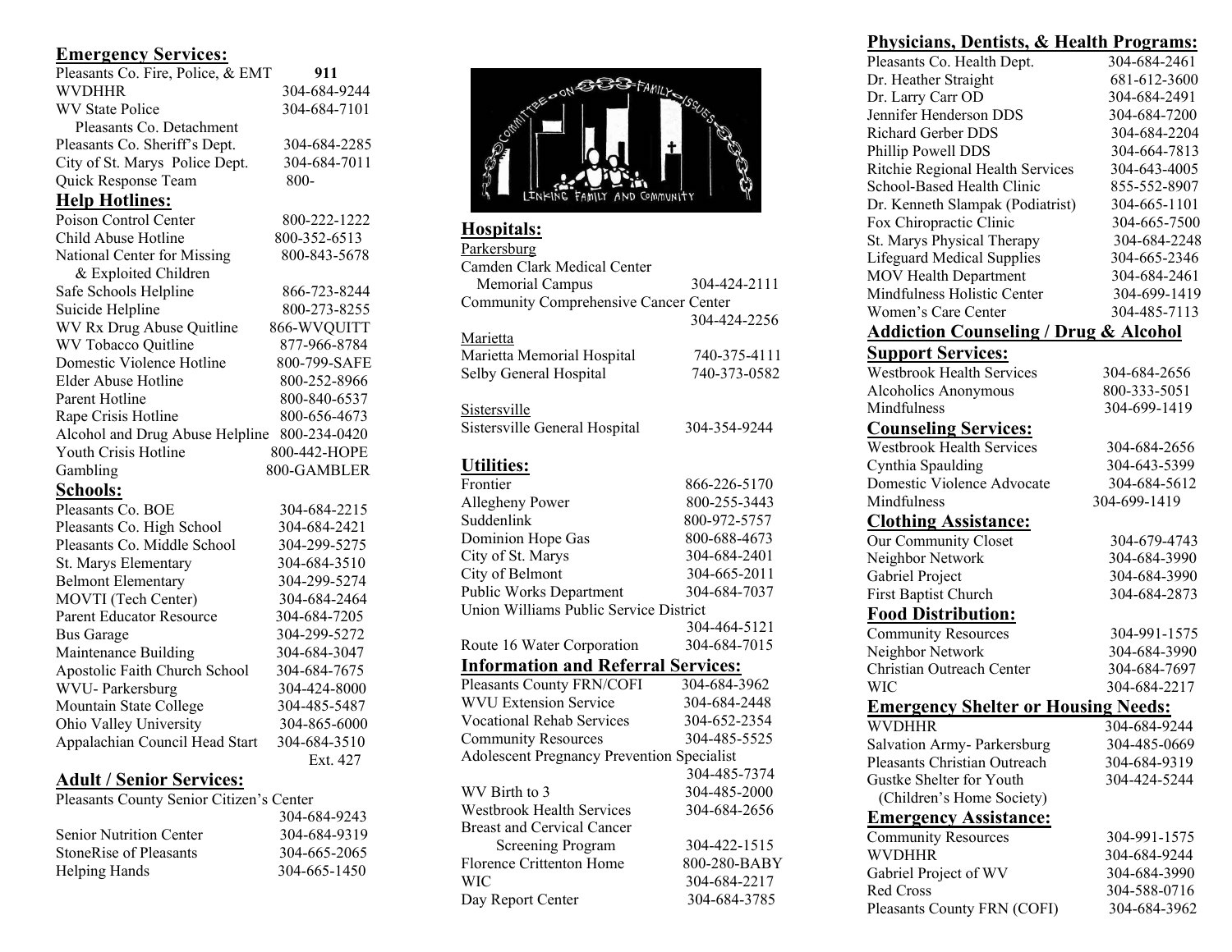## Emergency Services:

| | |
|---|---|
| Pleasants Co. Fire, Police, & EMT | **911** |
| WVDHHR | 304-684-9244 |
| WV State Police Pleasants Co. Detachment | 304-684-7101 |
| Pleasants Co. Sheriff's Dept. | 304-684-2285 |
| City of St. Marys Police Dept. | 304-684-7011 |
| Quick Response Team | 800- |

## Help Hotlines:

| | |
|---|---|
| Poison Control Center | 800-222-1222 |
| Child Abuse Hotline | 800-352-6513 |
| National Center for Missing & Exploited Children | 800-843-5678 |
| Safe Schools Helpline | 866-723-8244 |
| Suicide Helpline | 800-273-8255 |
| WV Rx Drug Abuse Quitline | 866-WVQUITT |
| WV Tobacco Quitline | 877-966-8784 |
| Domestic Violence Hotline | 800-799-SAFE |
| Elder Abuse Hotline | 800-252-8966 |
| Parent Hotline | 800-840-6537 |
| Rape Crisis Hotline | 800-656-4673 |
| Alcohol and Drug Abuse Helpline | 800-234-0420 |
| Youth Crisis Hotline | 800-442-HOPE |
| Gambling | 800-GAMBLER |

## Schools:

| | |
|---|---|
| Pleasants Co. BOE | 304-684-2215 |
| Pleasants Co. High School | 304-684-2421 |
| Pleasants Co. Middle School | 304-299-5275 |
| St. Marys Elementary | 304-684-3510 |
| Belmont Elementary | 304-299-5274 |
| MOVTI (Tech Center) | 304-684-2464 |
| Parent Educator Resource | 304-684-7205 |
| Bus Garage | 304-299-5272 |
| Maintenance Building | 304-684-3047 |
| Apostolic Faith Church School | 304-684-7675 |
| WVU- Parkersburg | 304-424-8000 |
| Mountain State College | 304-485-5487 |
| Ohio Valley University | 304-865-6000 |
| Appalachian Council Head Start | 304-684-3510 Ext. 427 |

## Adult / Senior Services:

| | |
|---|---|
| Pleasants County Senior Citizen's Center | 304-684-9243 |
| Senior Nutrition Center | 304-684-9319 |
| StoneRise of Pleasants | 304-665-2065 |
| Helping Hands | 304-665-1450 |

COMMITTEE ON FAMILY ISSUES
LINKING FAMILY AND COMMUNITY

## Hospitals:

Parkersburg

| | |
|---|---|
| Camden Clark Medical Center Memorial Campus | 304-424-2111 |
| Community Comprehensive Cancer Center | 304-424-2256 |

Marietta

| | |
|---|---|
| Marietta Memorial Hospital | 740-375-4111 |
| Selby General Hospital | 740-373-0582 |

Sistersville

| | |
|---|---|
| Sistersville General Hospital | 304-354-9244 |

## Utilities:

| | |
|---|---|
| Frontier | 866-226-5170 |
| Allegheny Power | 800-255-3443 |
| Suddenlink | 800-972-5757 |
| Dominion Hope Gas | 800-688-4673 |
| City of St. Marys | 304-684-2401 |
| City of Belmont | 304-665-2011 |
| Public Works Department | 304-684-7037 |
| Union Williams Public Service District | 304-464-5121 |
| Route 16 Water Corporation | 304-684-7015 |

## Information and Referral Services:

| | |
|---|---|
| Pleasants County FRN/COFI | 304-684-3962 |
| WVU Extension Service | 304-684-2448 |
| Vocational Rehab Services | 304-652-2354 |
| Community Resources | 304-485-5525 |
| Adolescent Pregnancy Prevention Specialist | 304-485-7374 |
| WV Birth to 3 | 304-485-2000 |
| Westbrook Health Services | 304-684-2656 |
| Breast and Cervical Cancer Screening Program | 304-422-1515 |
| Florence Crittenton Home | 800-280-BABY |
| WIC | 304-684-2217 |
| Day Report Center | 304-684-3785 |

## Physicians, Dentists, & Health Programs:

| | |
|---|---|
| Pleasants Co. Health Dept. | 304-684-2461 |
| Dr. Heather Straight | 681-612-3600 |
| Dr. Larry Carr OD | 304-684-2491 |
| Jennifer Henderson DDS | 304-684-7200 |
| Richard Gerber DDS | 304-684-2204 |
| Phillip Powell DDS | 304-664-7813 |
| Ritchie Regional Health Services | 304-643-4005 |
| School-Based Health Clinic | 855-552-8907 |
| Dr. Kenneth Slampak (Podiatrist) | 304-665-1101 |
| Fox Chiropractic Clinic | 304-665-7500 |
| St. Marys Physical Therapy | 304-684-2248 |
| Lifeguard Medical Supplies | 304-665-2346 |
| MOV Health Department | 304-684-2461 |
| Mindfulness Holistic Center | 304-699-1419 |
| Women's Care Center | 304-485-7113 |

## Addiction Counseling / Drug & Alcohol Support Services:

| | |
|---|---|
| Westbrook Health Services | 304-684-2656 |
| Alcoholics Anonymous | 800-333-5051 |
| Mindfulness | 304-699-1419 |

## Counseling Services:

| | |
|---|---|
| Westbrook Health Services | 304-684-2656 |
| Cynthia Spaulding | 304-643-5399 |
| Domestic Violence Advocate | 304-684-5612 |
| Mindfulness | 304-699-1419 |

## Clothing Assistance:

| | |
|---|---|
| Our Community Closet | 304-679-4743 |
| Neighbor Network | 304-684-3990 |
| Gabriel Project | 304-684-3990 |
| First Baptist Church | 304-684-2873 |

## Food Distribution:

| | |
|---|---|
| Community Resources | 304-991-1575 |
| Neighbor Network | 304-684-3990 |
| Christian Outreach Center | 304-684-7697 |
| WIC | 304-684-2217 |

## Emergency Shelter or Housing Needs:

| | |
|---|---|
| WVDHHR | 304-684-9244 |
| Salvation Army- Parkersburg | 304-485-0669 |
| Pleasants Christian Outreach | 304-684-9319 |
| Gustke Shelter for Youth (Children's Home Society) | 304-424-5244 |

## Emergency Assistance:

| | |
|---|---|
| Community Resources | 304-991-1575 |
| WVDHHR | 304-684-9244 |
| Gabriel Project of WV | 304-684-3990 |
| Red Cross | 304-588-0716 |
| Pleasants County FRN (COFI) | 304-684-3962 |